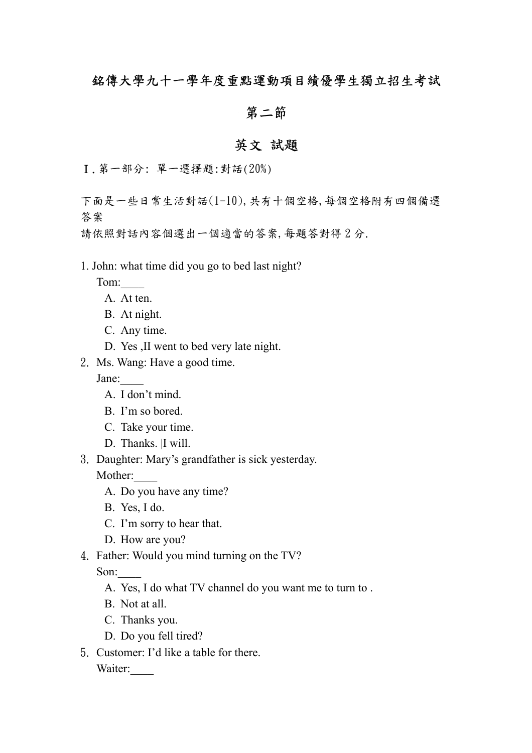# 銘傳大學九十一學年度重點運動項目績優學生獨立招生考試

## 第二節

## 英文 試題

Ⅰ. 第一部分: 單一選擇題:對話(20%)

下面是一些日常生活對話(1-10),共有十個空格,每個空格附有四個備選答案
請依照對話內容個選出一個適當的答案,每題答對得 2 分.

1. John: what time did you go to bed last night?
   Tom:____
   A. At ten.
   B. At night.
   C. Any time.
   D. Yes ,II went to bed very late night.
2. Ms. Wang: Have a good time.
   Jane:____
   A. I don't mind.
   B. I'm so bored.
   C. Take your time.
   D. Thanks. |I will.
3. Daughter: Mary's grandfather is sick yesterday.
   Mother:____
   A. Do you have any time?
   B. Yes, I do.
   C. I'm sorry to hear that.
   D. How are you?
4. Father: Would you mind turning on the TV?
   Son:____
   A. Yes, I do what TV channel do you want me to turn to .
   B. Not at all.
   C. Thanks you.
   D. Do you fell tired?
5. Customer: I'd like a table for there.
   Waiter:____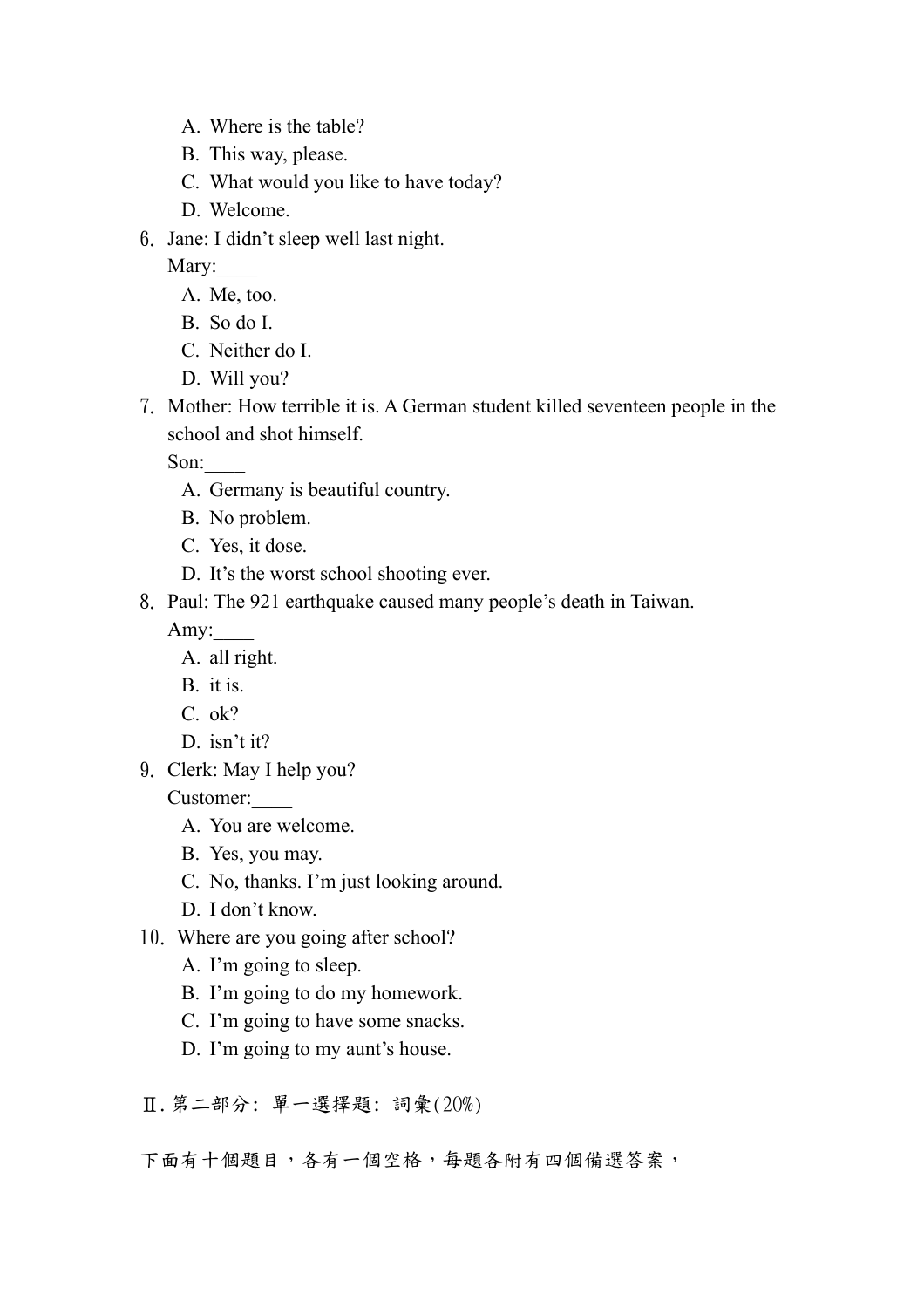A. Where is the table?
   B. This way, please.
   C. What would you like to have today?
   D. Welcome.

6. Jane: I didn't sleep well last night.
   Mary:____
   A. Me, too.
   B. So do I.
   C. Neither do I.
   D. Will you?

7. Mother: How terrible it is. A German student killed seventeen people in the school and shot himself.
   Son:____
   A. Germany is beautiful country.
   B. No problem.
   C. Yes, it dose.
   D. It's the worst school shooting ever.

8. Paul: The 921 earthquake caused many people's death in Taiwan.
   Amy:____
   A. all right.
   B. it is.
   C. ok?
   D. isn't it?

9. Clerk: May I help you?
   Customer:____
   A. You are welcome.
   B. Yes, you may.
   C. No, thanks. I'm just looking around.
   D. I don't know.

10. Where are you going after school?
   A. I'm going to sleep.
   B. I'm going to do my homework.
   C. I'm going to have some snacks.
   D. I'm going to my aunt's house.

Ⅱ. 第二部分: 單一選擇題: 詞彙(20%)

下面有十個題目，各有一個空格，每題各附有四個備選答案，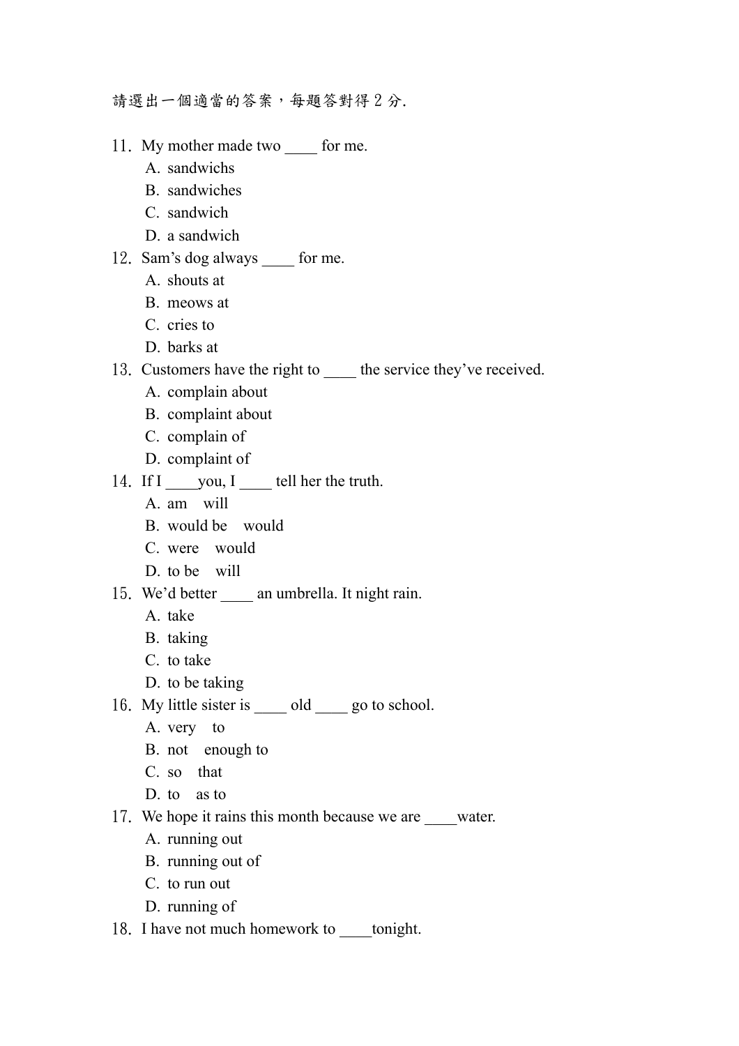請選出一個適當的答案，每題答對得 2 分.

11. My mother made two ____ for me.
    A. sandwichs
    B. sandwiches
    C. sandwich
    D. a sandwich
12. Sam's dog always ____ for me.
    A. shouts at
    B. meows at
    C. cries to
    D. barks at
13. Customers have the right to ____ the service they've received.
    A. complain about
    B. complaint about
    C. complain of
    D. complaint of
14. If I ____you, I ____ tell her the truth.
    A. am will
    B. would be would
    C. were would
    D. to be will
15. We'd better ____ an umbrella. It night rain.
    A. take
    B. taking
    C. to take
    D. to be taking
16. My little sister is ____ old ____ go to school.
    A. very to
    B. not enough to
    C. so that
    D. to as to
17. We hope it rains this month because we are ____water.
    A. running out
    B. running out of
    C. to run out
    D. running of
18. I have not much homework to ____tonight.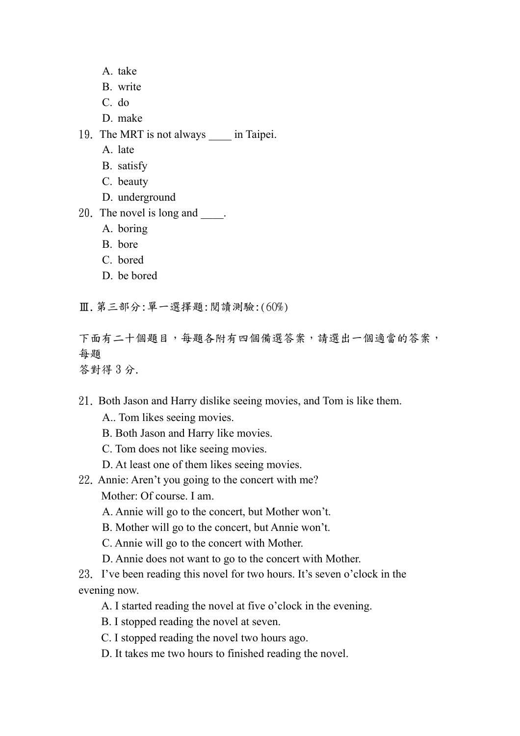A. take
B. write
C. do
D. make

19. The MRT is not always ____ in Taipei.
A. late
B. satisfy
C. beauty
D. underground

20. The novel is long and ____.
A. boring
B. bore
C. bored
D. be bored

Ⅲ.第三部分:單一選擇題:閱讀測驗:(60%)

下面有二十個題目，每題各附有四個備選答案，請選出一個適當的答案，每題
答對得 3 分.

21. Both Jason and Harry dislike seeing movies, and Tom is like them.
A.. Tom likes seeing movies.
B. Both Jason and Harry like movies.
C. Tom does not like seeing movies.
D. At least one of them likes seeing movies.

22. Annie: Aren't you going to the concert with me?
Mother: Of course. I am.
A. Annie will go to the concert, but Mother won't.
B. Mother will go to the concert, but Annie won't.
C. Annie will go to the concert with Mother.
D. Annie does not want to go to the concert with Mother.

23. I've been reading this novel for two hours. It's seven o'clock in the evening now.
A. I started reading the novel at five o'clock in the evening.
B. I stopped reading the novel at seven.
C. I stopped reading the novel two hours ago.
D. It takes me two hours to finished reading the novel.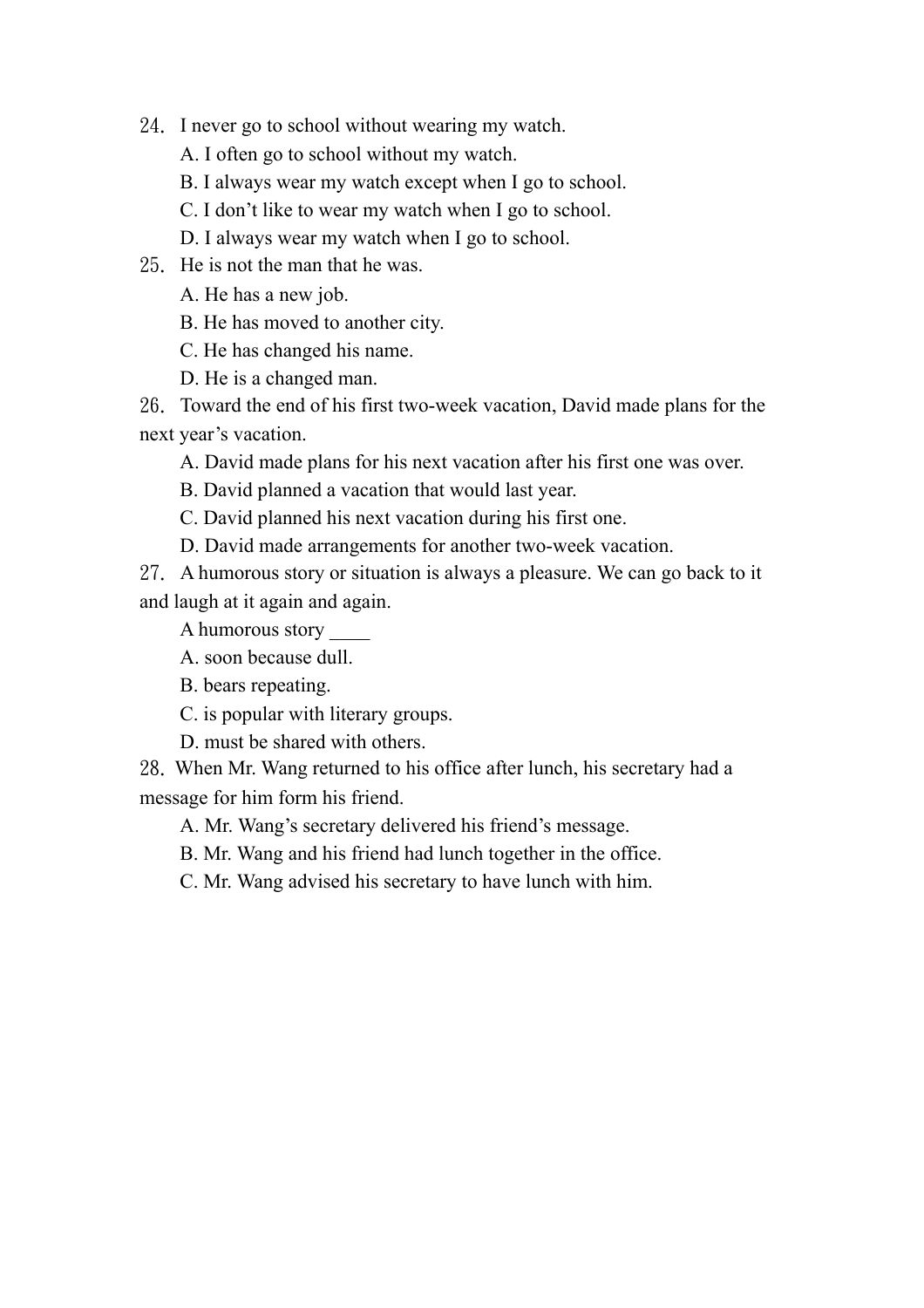24. I never go to school without wearing my watch.

A. I often go to school without my watch.

B. I always wear my watch except when I go to school.

C. I don’t like to wear my watch when I go to school.

D. I always wear my watch when I go to school.

25. He is not the man that he was.

A. He has a new job.

B. He has moved to another city.

C. He has changed his name.

D. He is a changed man.

26. Toward the end of his first two-week vacation, David made plans for the next year’s vacation.

A. David made plans for his next vacation after his first one was over.

B. David planned a vacation that would last year.

C. David planned his next vacation during his first one.

D. David made arrangements for another two-week vacation.

27. A humorous story or situation is always a pleasure. We can go back to it and laugh at it again and again.

A humorous story ____

A. soon because dull.

B. bears repeating.

C. is popular with literary groups.

D. must be shared with others.

28. When Mr. Wang returned to his office after lunch, his secretary had a message for him form his friend.

A. Mr. Wang’s secretary delivered his friend’s message.

B. Mr. Wang and his friend had lunch together in the office.

C. Mr. Wang advised his secretary to have lunch with him.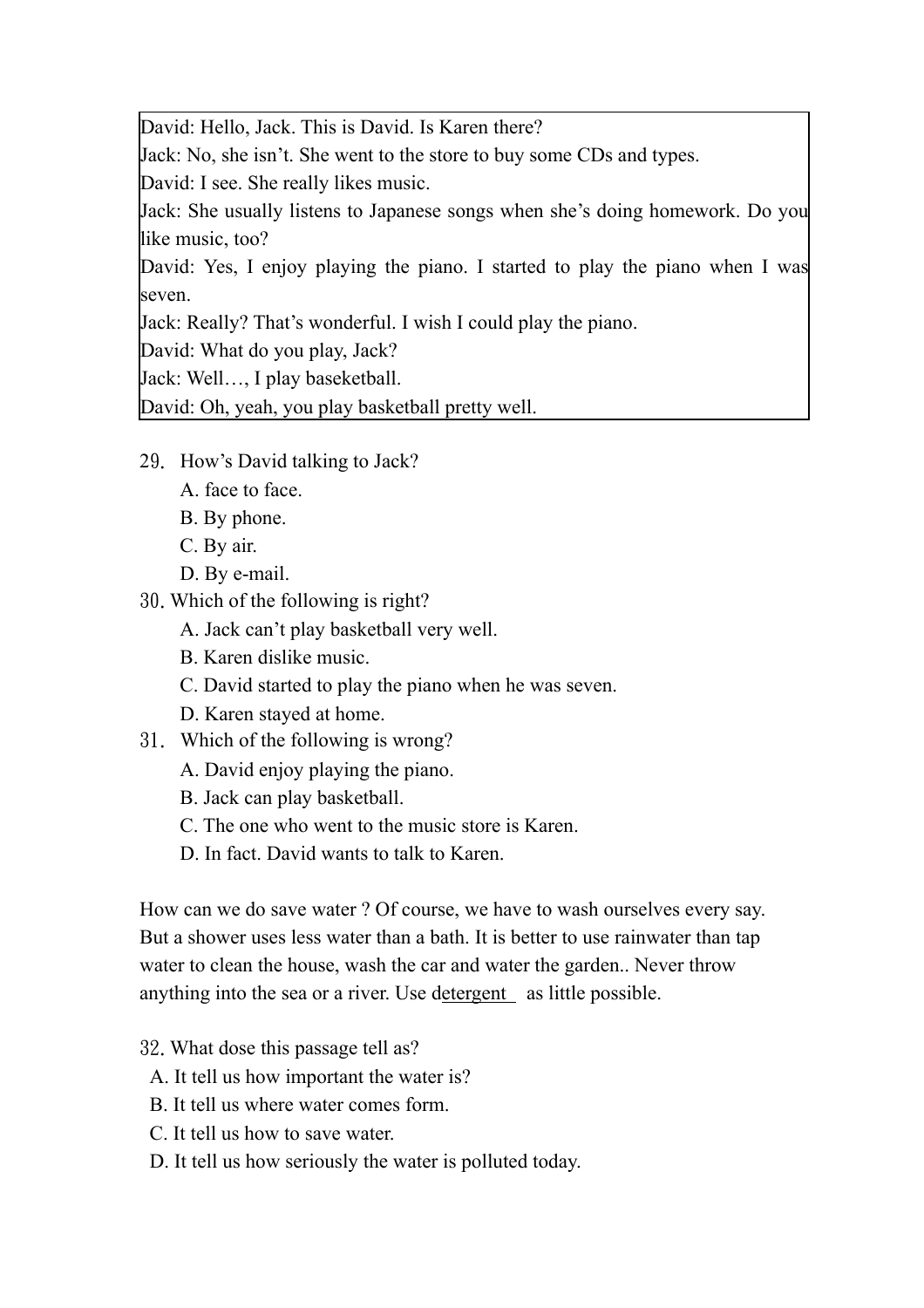David: Hello, Jack. This is David. Is Karen there?
Jack: No, she isn't. She went to the store to buy some CDs and types.
David: I see. She really likes music.
Jack: She usually listens to Japanese songs when she's doing homework. Do you like music, too?
David: Yes, I enjoy playing the piano. I started to play the piano when I was seven.
Jack: Really? That's wonderful. I wish I could play the piano.
David: What do you play, Jack?
Jack: Well…, I play baseketball.
David: Oh, yeah, you play basketball pretty well.

29. How's David talking to Jack?
   A. face to face.
   B. By phone.
   C. By air.
   D. By e-mail.

30. Which of the following is right?
   A. Jack can't play basketball very well.
   B. Karen dislike music.
   C. David started to play the piano when he was seven.
   D. Karen stayed at home.

31. Which of the following is wrong?
   A. David enjoy playing the piano.
   B. Jack can play basketball.
   C. The one who went to the music store is Karen.
   D. In fact. David wants to talk to Karen.

How can we do save water ? Of course, we have to wash ourselves every say. But a shower uses less water than a bath. It is better to use rainwater than tap water to clean the house, wash the car and water the garden.. Never throw anything into the sea or a river. Use detergent as little possible.

32. What dose this passage tell as?
  A. It tell us how important the water is?
  B. It tell us where water comes form.
  C. It tell us how to save water.
  D. It tell us how seriously the water is polluted today.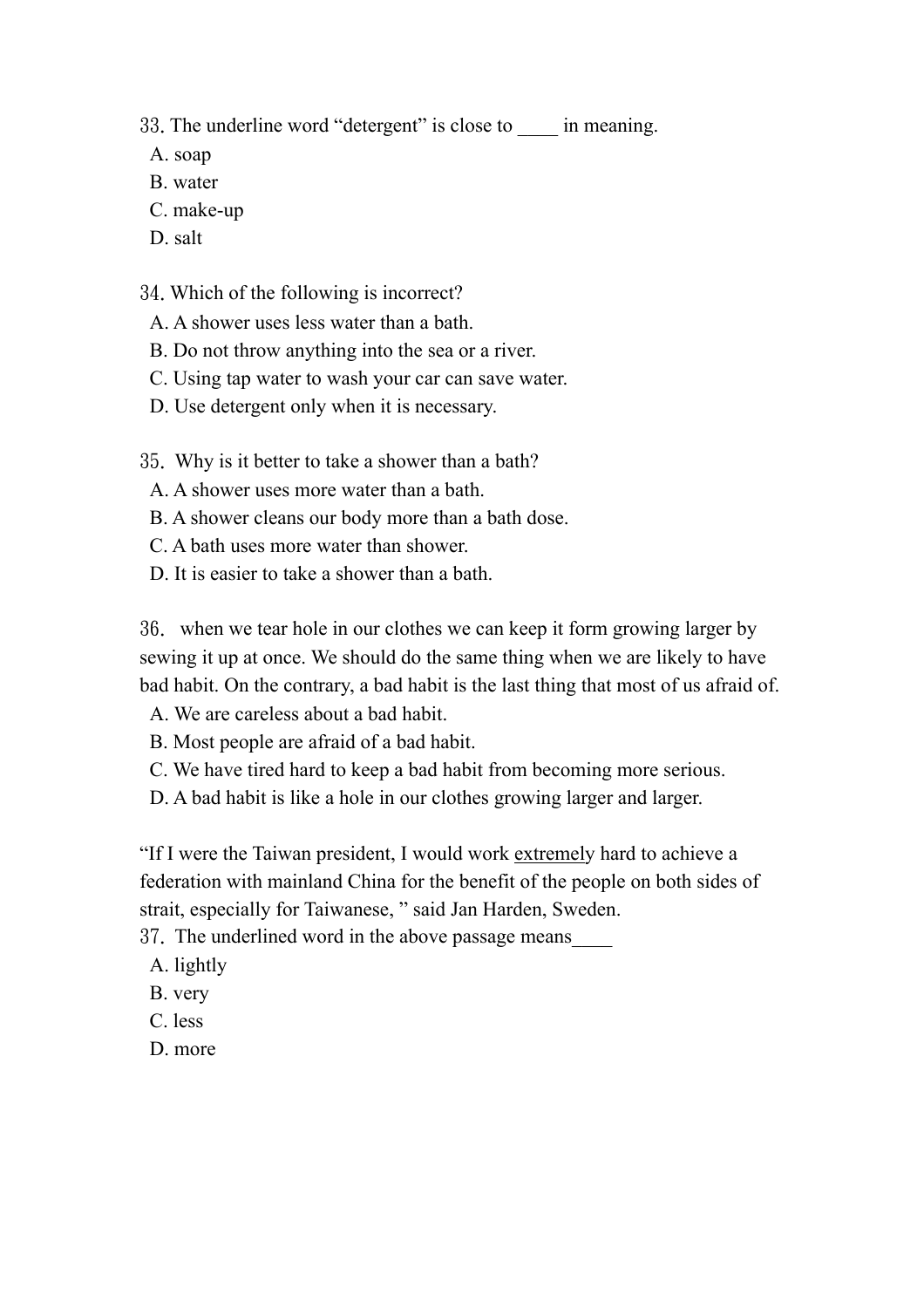33. The underline word “detergent” is close to ____ in meaning.

A. soap
B. water
C. make-up
D. salt

34. Which of the following is incorrect?

A. A shower uses less water than a bath.
B. Do not throw anything into the sea or a river.
C. Using tap water to wash your car can save water.
D. Use detergent only when it is necessary.

35. Why is it better to take a shower than a bath?

A. A shower uses more water than a bath.
B. A shower cleans our body more than a bath dose.
C. A bath uses more water than shower.
D. It is easier to take a shower than a bath.

36. when we tear hole in our clothes we can keep it form growing larger by sewing it up at once. We should do the same thing when we are likely to have bad habit. On the contrary, a bad habit is the last thing that most of us afraid of.

A. We are careless about a bad habit.
B. Most people are afraid of a bad habit.
C. We have tired hard to keep a bad habit from becoming more serious.
D. A bad habit is like a hole in our clothes growing larger and larger.

“If I were the Taiwan president, I would work <u>extremely</u> hard to achieve a federation with mainland China for the benefit of the people on both sides of strait, especially for Taiwanese, ” said Jan Harden, Sweden.

37. The underlined word in the above passage means____

A. lightly
B. very
C. less
D. more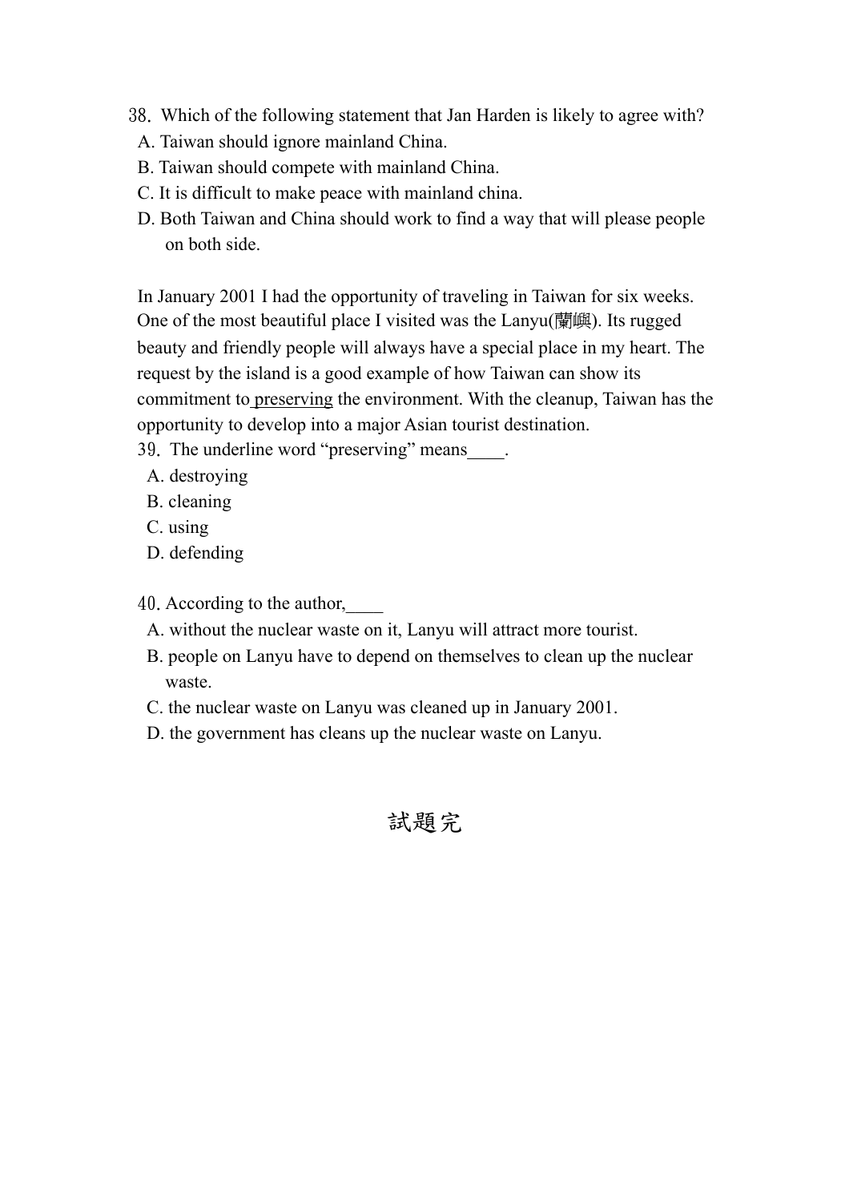38. Which of the following statement that Jan Harden is likely to agree with?

A. Taiwan should ignore mainland China.
B. Taiwan should compete with mainland China.
C. It is difficult to make peace with mainland china.
D. Both Taiwan and China should work to find a way that will please people on both side.

In January 2001 I had the opportunity of traveling in Taiwan for six weeks. One of the most beautiful place I visited was the Lanyu(蘭嶼). Its rugged beauty and friendly people will always have a special place in my heart. The request by the island is a good example of how Taiwan can show its commitment to <u>preserving</u> the environment. With the cleanup, Taiwan has the opportunity to develop into a major Asian tourist destination.

39. The underline word “preserving” means____.

A. destroying
B. cleaning
C. using
D. defending

40. According to the author,____

A. without the nuclear waste on it, Lanyu will attract more tourist.
B. people on Lanyu have to depend on themselves to clean up the nuclear waste.
C. the nuclear waste on Lanyu was cleaned up in January 2001.
D. the government has cleans up the nuclear waste on Lanyu.

試題完